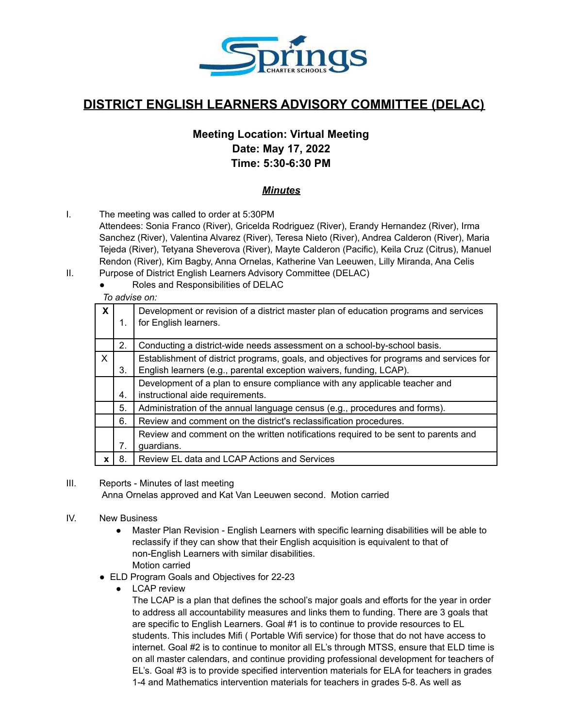# DISTRICT ENGLISH LEARNERS ADVISORY COMMITTEE (DELAC)

**Meeting Location: Virtual Meeting**
**Date: May 17, 2022**
**Time: 5:30-6:30 PM**

***Minutes***

I. The meeting was called to order at 5:30PM
Attendees: Sonia Franco (River), Gricelda Rodriguez (River), Erandy Hernandez (River), Irma Sanchez (River), Valentina Alvarez (River), Teresa Nieto (River), Andrea Calderon (River), Maria Tejeda (River), Tetyana Sheverova (River), Mayte Calderon (Pacific), Keila Cruz (Citrus), Manuel Rendon (River), Kim Bagby, Anna Ornelas, Katherine Van Leeuwen, Lilly Miranda, Ana Celis

II. Purpose of District English Learners Advisory Committee (DELAC)
- Roles and Responsibilities of DELAC

*To advise on:*

| | | |
|---|---|---|
| **X** | 1. | Development or revision of a district master plan of education programs and services for English learners. |
| | 2. | Conducting a district-wide needs assessment on a school-by-school basis. |
| X | 3. | Establishment of district programs, goals, and objectives for programs and services for English learners (e.g., parental exception waivers, funding, LCAP). |
| | 4. | Development of a plan to ensure compliance with any applicable teacher and instructional aide requirements. |
| | 5. | Administration of the annual language census (e.g., procedures and forms). |
| | 6. | Review and comment on the district's reclassification procedures. |
| | 7. | Review and comment on the written notifications required to be sent to parents and guardians. |
| **x** | 8. | Review EL data and LCAP Actions and Services |

III. Reports - Minutes of last meeting
Anna Ornelas approved and Kat Van Leeuwen second. Motion carried

IV. New Business
- Master Plan Revision - English Learners with specific learning disabilities will be able to reclassify if they can show that their English acquisition is equivalent to that of non-English Learners with similar disabilities.
  Motion carried
- ELD Program Goals and Objectives for 22-23
  - LCAP review
    The LCAP is a plan that defines the school's major goals and efforts for the year in order to address all accountability measures and links them to funding. There are 3 goals that are specific to English Learners. Goal #1 is to continue to provide resources to EL students. This includes Mifi ( Portable Wifi service) for those that do not have access to internet. Goal #2 is to continue to monitor all EL's through MTSS, ensure that ELD time is on all master calendars, and continue providing professional development for teachers of EL's. Goal #3 is to provide specified intervention materials for ELA for teachers in grades 1-4 and Mathematics intervention materials for teachers in grades 5-8. As well as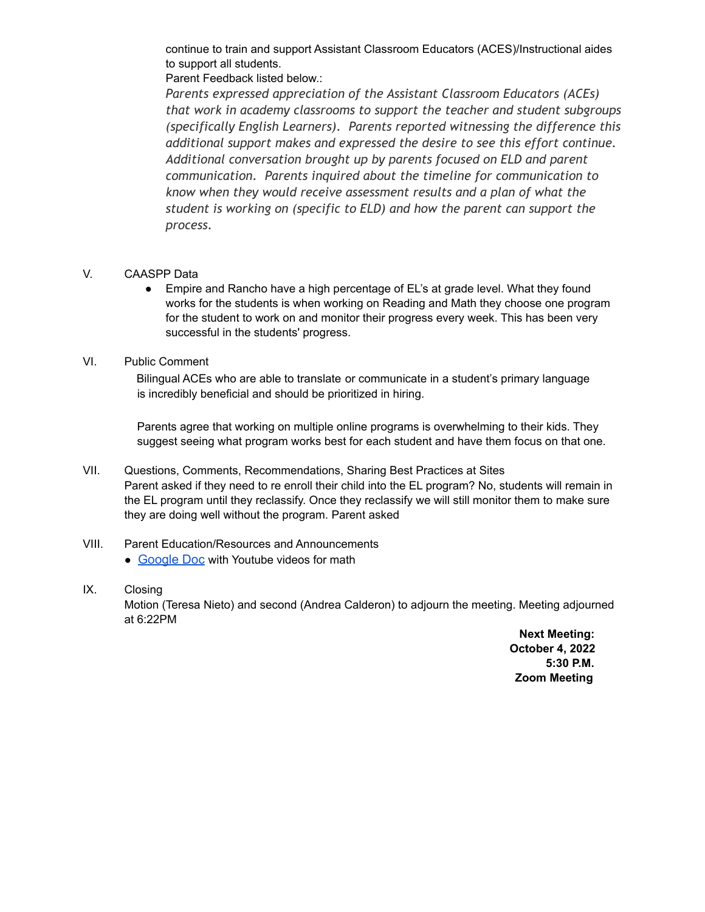continue to train and support Assistant Classroom Educators (ACES)/Instructional aides to support all students.

Parent Feedback listed below.:

*Parents expressed appreciation of the Assistant Classroom Educators (ACEs) that work in academy classrooms to support the teacher and student subgroups (specifically English Learners). Parents reported witnessing the difference this additional support makes and expressed the desire to see this effort continue. Additional conversation brought up by parents focused on ELD and parent communication. Parents inquired about the timeline for communication to know when they would receive assessment results and a plan of what the student is working on (specific to ELD) and how the parent can support the process.*

V. CAASPP Data

- Empire and Rancho have a high percentage of EL's at grade level. What they found works for the students is when working on Reading and Math they choose one program for the student to work on and monitor their progress every week. This has been very successful in the students' progress.

VI. Public Comment

Bilingual ACEs who are able to translate or communicate in a student's primary language is incredibly beneficial and should be prioritized in hiring.

Parents agree that working on multiple online programs is overwhelming to their kids. They suggest seeing what program works best for each student and have them focus on that one.

VII. Questions, Comments, Recommendations, Sharing Best Practices at Sites

Parent asked if they need to re enroll their child into the EL program? No, students will remain in the EL program until they reclassify. Once they reclassify we will still monitor them to make sure they are doing well without the program. Parent asked

VIII. Parent Education/Resources and Announcements

- Google Doc with Youtube videos for math

IX. Closing

Motion (Teresa Nieto) and second (Andrea Calderon) to adjourn the meeting. Meeting adjourned at 6:22PM

**Next Meeting:**
**October 4, 2022**
**5:30 P.M.**
**Zoom Meeting**